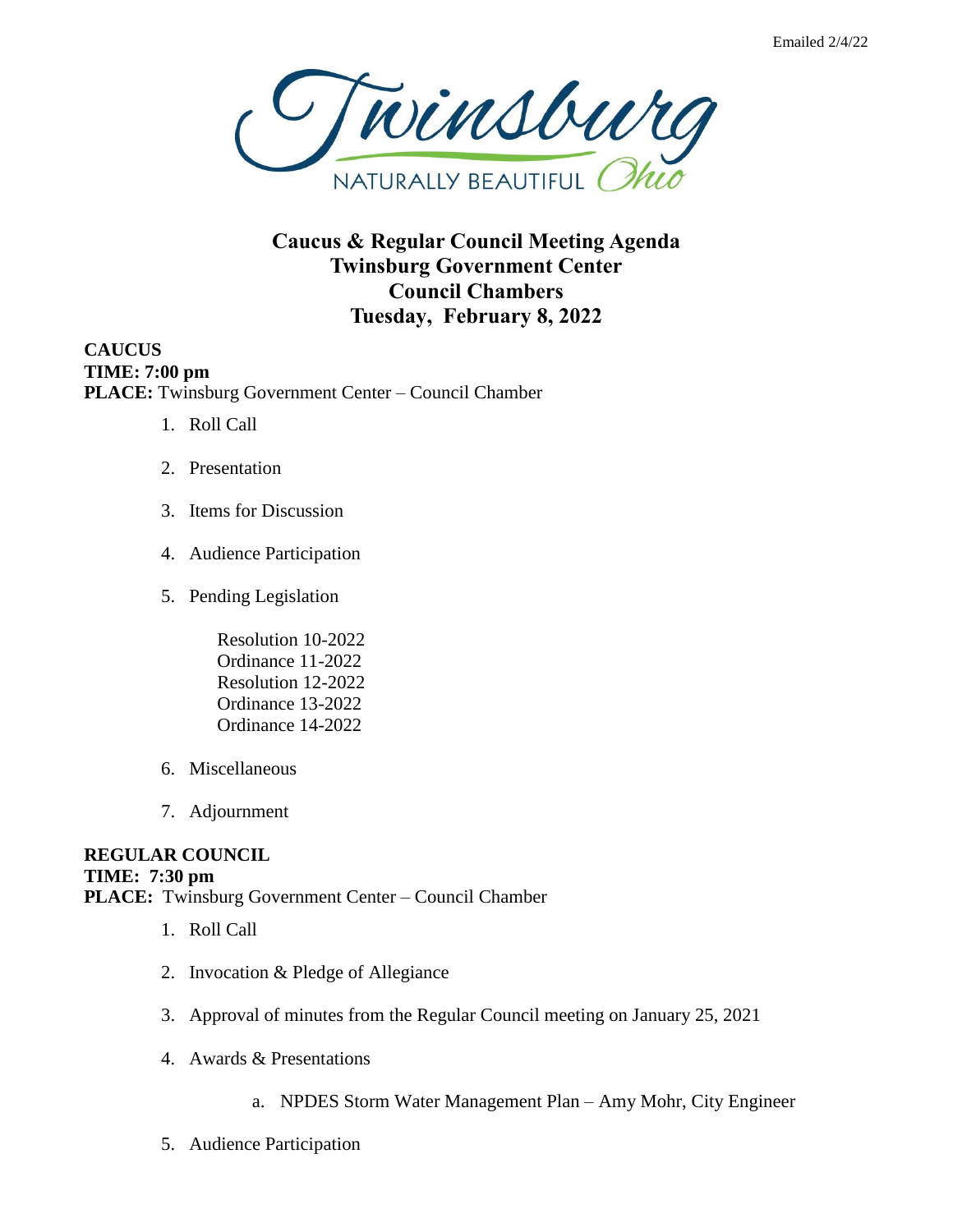Emailed 2/4/22

Twinsburg
NATURALLY BEAUTIFUL Ohio

# Caucus & Regular Council Meeting Agenda
# Twinsburg Government Center
# Council Chambers
# Tuesday, February 8, 2022

**CAUCUS**
**TIME: 7:00 pm**
**PLACE:** Twinsburg Government Center – Council Chamber

1. Roll Call
2. Presentation
3. Items for Discussion
4. Audience Participation
5. Pending Legislation

   Resolution 10-2022
   Ordinance 11-2022
   Resolution 12-2022
   Ordinance 13-2022
   Ordinance 14-2022

6. Miscellaneous
7. Adjournment

**REGULAR COUNCIL**
**TIME: 7:30 pm**
**PLACE:** Twinsburg Government Center – Council Chamber

1. Roll Call
2. Invocation & Pledge of Allegiance
3. Approval of minutes from the Regular Council meeting on January 25, 2021
4. Awards & Presentations

   a. NPDES Storm Water Management Plan – Amy Mohr, City Engineer

5. Audience Participation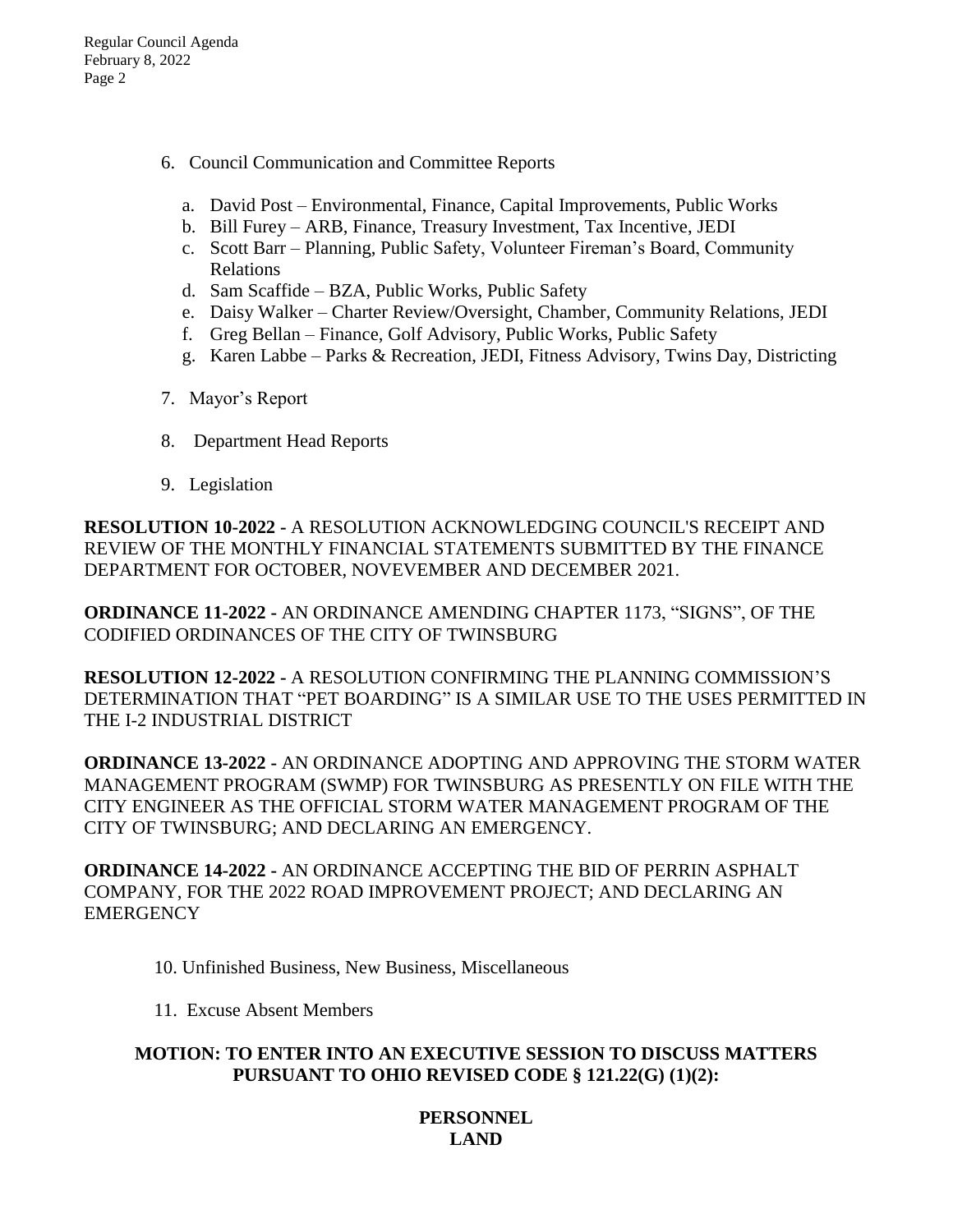6. Council Communication and Committee Reports

   a. David Post – Environmental, Finance, Capital Improvements, Public Works
   b. Bill Furey – ARB, Finance, Treasury Investment, Tax Incentive, JEDI
   c. Scott Barr – Planning, Public Safety, Volunteer Fireman's Board, Community Relations
   d. Sam Scaffide – BZA, Public Works, Public Safety
   e. Daisy Walker – Charter Review/Oversight, Chamber, Community Relations, JEDI
   f. Greg Bellan – Finance, Golf Advisory, Public Works, Public Safety
   g. Karen Labbe – Parks & Recreation, JEDI, Fitness Advisory, Twins Day, Districting

7. Mayor's Report

8. Department Head Reports

9. Legislation

**RESOLUTION 10-2022 -** A RESOLUTION ACKNOWLEDGING COUNCIL'S RECEIPT AND REVIEW OF THE MONTHLY FINANCIAL STATEMENTS SUBMITTED BY THE FINANCE DEPARTMENT FOR OCTOBER, NOVEVEMBER AND DECEMBER 2021.

**ORDINANCE 11-2022 -** AN ORDINANCE AMENDING CHAPTER 1173, "SIGNS", OF THE CODIFIED ORDINANCES OF THE CITY OF TWINSBURG

**RESOLUTION 12-2022 -** A RESOLUTION CONFIRMING THE PLANNING COMMISSION'S DETERMINATION THAT "PET BOARDING" IS A SIMILAR USE TO THE USES PERMITTED IN THE I-2 INDUSTRIAL DISTRICT

**ORDINANCE 13-2022 -** AN ORDINANCE ADOPTING AND APPROVING THE STORM WATER MANAGEMENT PROGRAM (SWMP) FOR TWINSBURG AS PRESENTLY ON FILE WITH THE CITY ENGINEER AS THE OFFICIAL STORM WATER MANAGEMENT PROGRAM OF THE CITY OF TWINSBURG; AND DECLARING AN EMERGENCY.

**ORDINANCE 14-2022 -** AN ORDINANCE ACCEPTING THE BID OF PERRIN ASPHALT COMPANY, FOR THE 2022 ROAD IMPROVEMENT PROJECT; AND DECLARING AN EMERGENCY

10. Unfinished Business, New Business, Miscellaneous

11. Excuse Absent Members

**MOTION: TO ENTER INTO AN EXECUTIVE SESSION TO DISCUSS MATTERS PURSUANT TO OHIO REVISED CODE § 121.22(G) (1)(2):**

**PERSONNEL**
**LAND**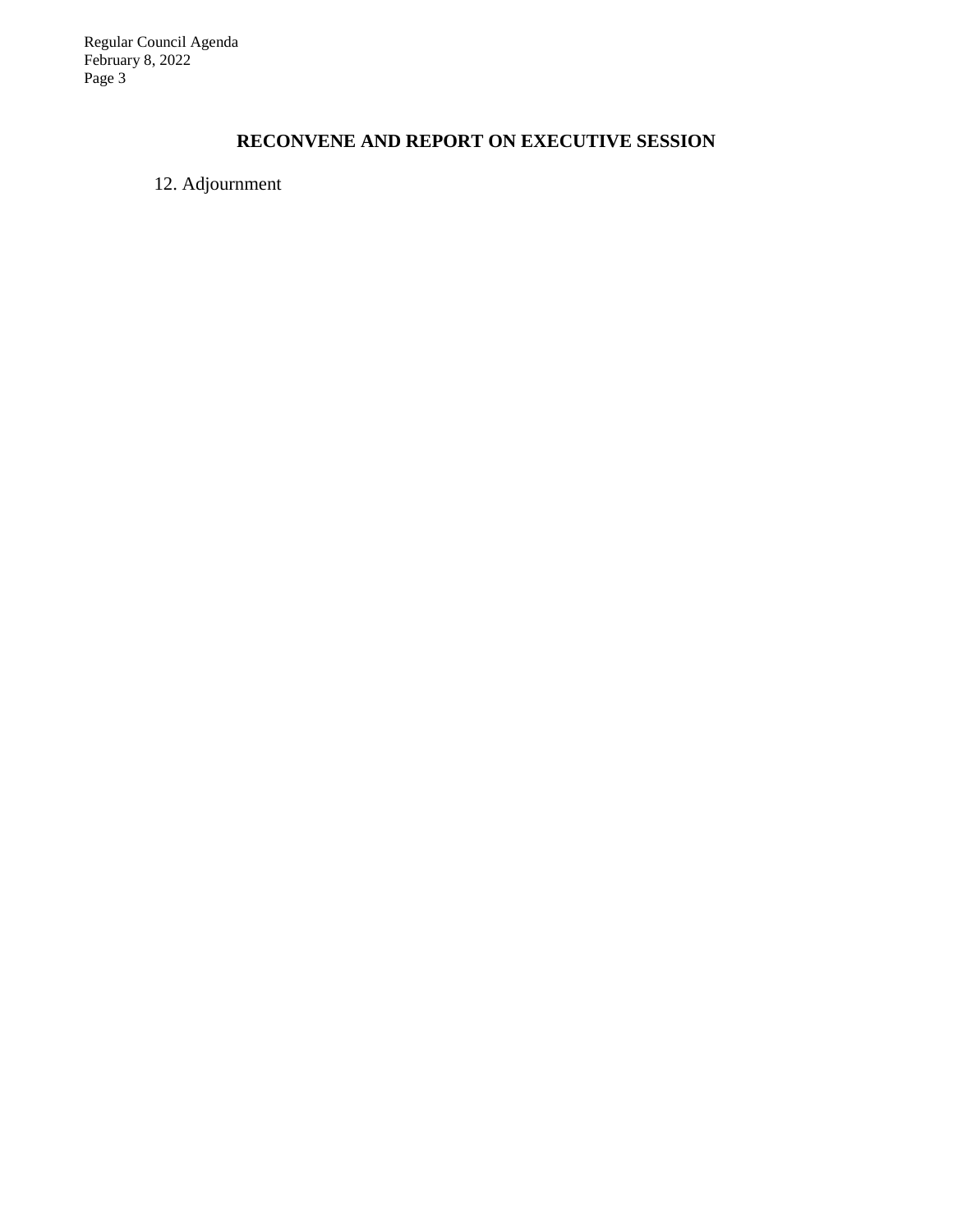## RECONVENE AND REPORT ON EXECUTIVE SESSION

12. Adjournment